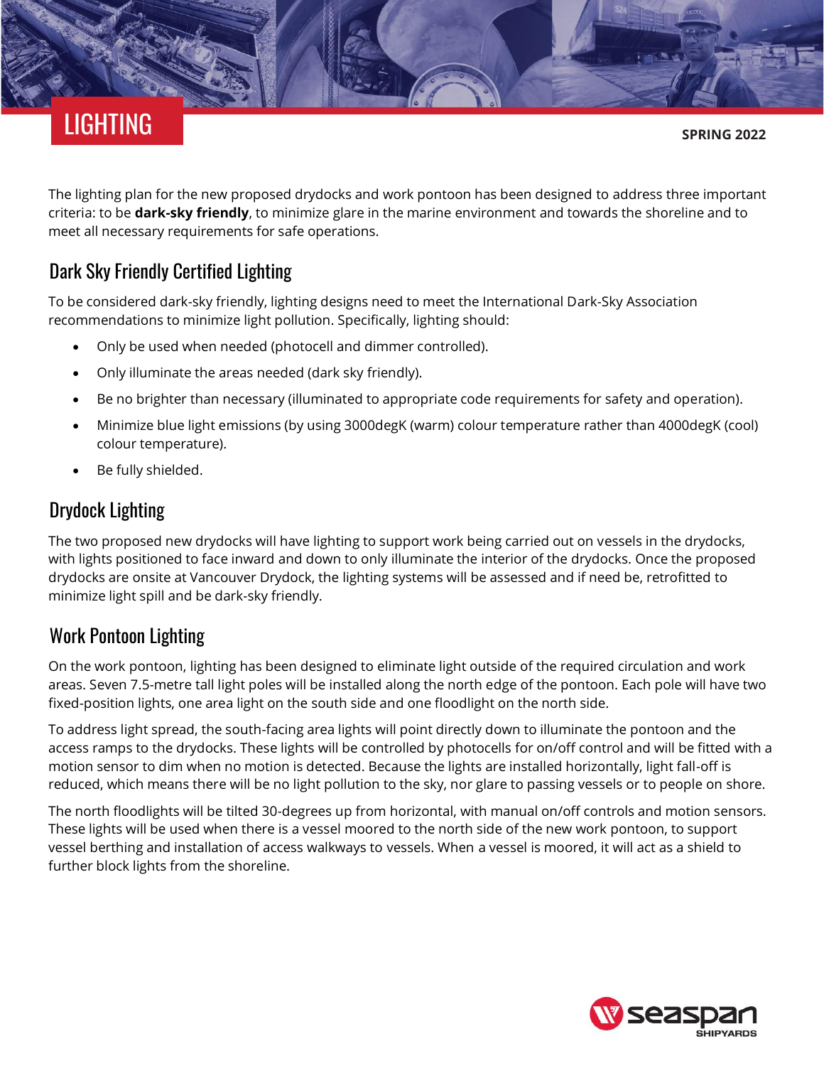# LIGHTING

SPRING 2022

The lighting plan for the new proposed drydocks and work pontoon has been designed to address three important criteria: to be **dark-sky friendly**, to minimize glare in the marine environment and towards the shoreline and to meet all necessary requirements for safe operations.

## Dark Sky Friendly Certified Lighting

To be considered dark-sky friendly, lighting designs need to meet the International Dark-Sky Association recommendations to minimize light pollution. Specifically, lighting should:

- Only be used when needed (photocell and dimmer controlled).
- Only illuminate the areas needed (dark sky friendly).
- Be no brighter than necessary (illuminated to appropriate code requirements for safety and operation).
- Minimize blue light emissions (by using 3000degK (warm) colour temperature rather than 4000degK (cool) colour temperature).
- Be fully shielded.

## Drydock Lighting

The two proposed new drydocks will have lighting to support work being carried out on vessels in the drydocks, with lights positioned to face inward and down to only illuminate the interior of the drydocks. Once the proposed drydocks are onsite at Vancouver Drydock, the lighting systems will be assessed and if need be, retrofitted to minimize light spill and be dark-sky friendly.

## Work Pontoon Lighting

On the work pontoon, lighting has been designed to eliminate light outside of the required circulation and work areas. Seven 7.5-metre tall light poles will be installed along the north edge of the pontoon. Each pole will have two fixed-position lights, one area light on the south side and one floodlight on the north side.

To address light spread, the south-facing area lights will point directly down to illuminate the pontoon and the access ramps to the drydocks. These lights will be controlled by photocells for on/off control and will be fitted with a motion sensor to dim when no motion is detected. Because the lights are installed horizontally, light fall-off is reduced, which means there will be no light pollution to the sky, nor glare to passing vessels or to people on shore.

The north floodlights will be tilted 30-degrees up from horizontal, with manual on/off controls and motion sensors. These lights will be used when there is a vessel moored to the north side of the new work pontoon, to support vessel berthing and installation of access walkways to vessels. When a vessel is moored, it will act as a shield to further block lights from the shoreline.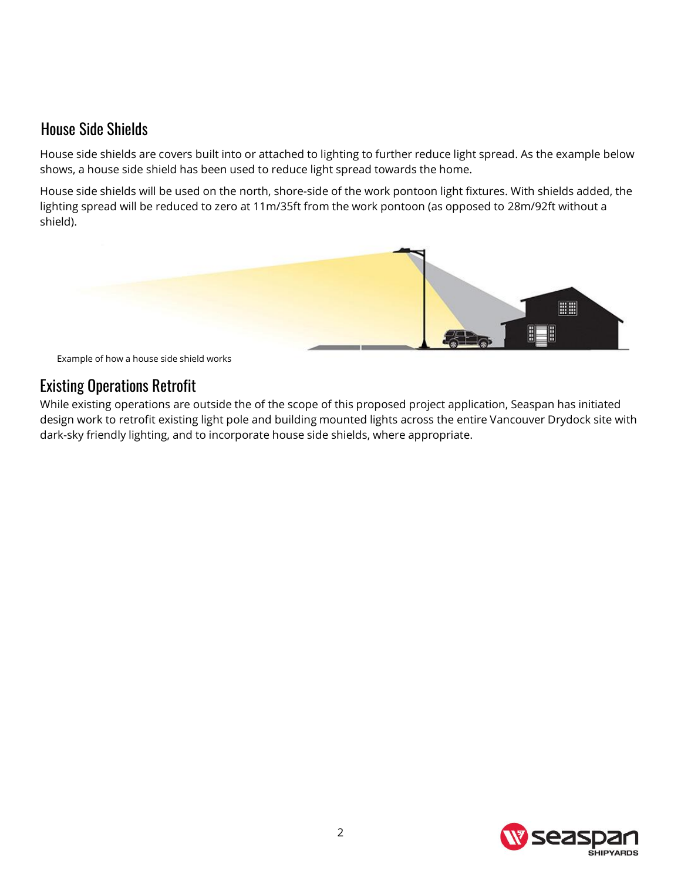## House Side Shields

House side shields are covers built into or attached to lighting to further reduce light spread. As the example below shows, a house side shield has been used to reduce light spread towards the home.

House side shields will be used on the north, shore-side of the work pontoon light fixtures. With shields added, the lighting spread will be reduced to zero at 11m/35ft from the work pontoon (as opposed to 28m/92ft without a shield).

Example of how a house side shield works

## Existing Operations Retrofit

While existing operations are outside the of the scope of this proposed project application, Seaspan has initiated design work to retrofit existing light pole and building mounted lights across the entire Vancouver Drydock site with dark-sky friendly lighting, and to incorporate house side shields, where appropriate.